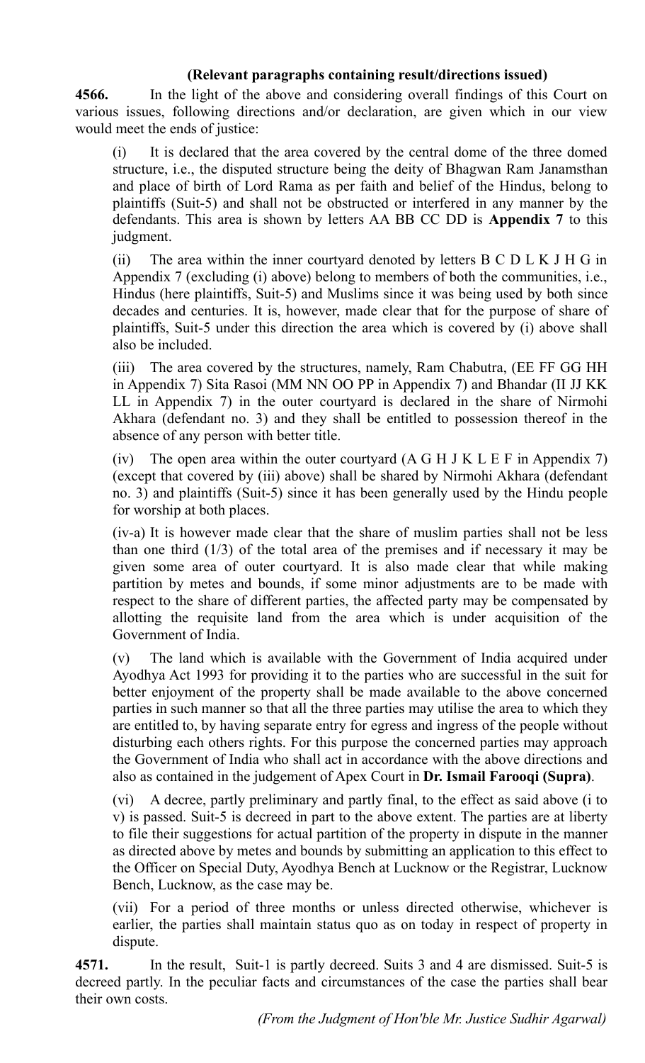**(Relevant paragraphs containing result/directions issued)**

**4566.** In the light of the above and considering overall findings of this Court on various issues, following directions and/or declaration, are given which in our view would meet the ends of justice:

(i) It is declared that the area covered by the central dome of the three domed structure, i.e., the disputed structure being the deity of Bhagwan Ram Janamsthan and place of birth of Lord Rama as per faith and belief of the Hindus, belong to plaintiffs (Suit-5) and shall not be obstructed or interfered in any manner by the defendants. This area is shown by letters AA BB CC DD is **Appendix 7** to this judgment.

(ii) The area within the inner courtyard denoted by letters B C D L K J H G in Appendix 7 (excluding (i) above) belong to members of both the communities, i.e., Hindus (here plaintiffs, Suit-5) and Muslims since it was being used by both since decades and centuries. It is, however, made clear that for the purpose of share of plaintiffs, Suit-5 under this direction the area which is covered by (i) above shall also be included.

(iii) The area covered by the structures, namely, Ram Chabutra, (EE FF GG HH in Appendix 7) Sita Rasoi (MM NN OO PP in Appendix 7) and Bhandar (II JJ KK LL in Appendix 7) in the outer courtyard is declared in the share of Nirmohi Akhara (defendant no. 3) and they shall be entitled to possession thereof in the absence of any person with better title.

(iv) The open area within the outer courtyard (A G H J K L E F in Appendix 7) (except that covered by (iii) above) shall be shared by Nirmohi Akhara (defendant no. 3) and plaintiffs (Suit-5) since it has been generally used by the Hindu people for worship at both places.

(iv-a) It is however made clear that the share of muslim parties shall not be less than one third (1/3) of the total area of the premises and if necessary it may be given some area of outer courtyard. It is also made clear that while making partition by metes and bounds, if some minor adjustments are to be made with respect to the share of different parties, the affected party may be compensated by allotting the requisite land from the area which is under acquisition of the Government of India.

(v) The land which is available with the Government of India acquired under Ayodhya Act 1993 for providing it to the parties who are successful in the suit for better enjoyment of the property shall be made available to the above concerned parties in such manner so that all the three parties may utilise the area to which they are entitled to, by having separate entry for egress and ingress of the people without disturbing each others rights. For this purpose the concerned parties may approach the Government of India who shall act in accordance with the above directions and also as contained in the judgement of Apex Court in **Dr. Ismail Farooqi (Supra)**.

(vi) A decree, partly preliminary and partly final, to the effect as said above (i to v) is passed. Suit-5 is decreed in part to the above extent. The parties are at liberty to file their suggestions for actual partition of the property in dispute in the manner as directed above by metes and bounds by submitting an application to this effect to the Officer on Special Duty, Ayodhya Bench at Lucknow or the Registrar, Lucknow Bench, Lucknow, as the case may be.

(vii) For a period of three months or unless directed otherwise, whichever is earlier, the parties shall maintain status quo as on today in respect of property in dispute.

**4571.** In the result, Suit-1 is partly decreed. Suits 3 and 4 are dismissed. Suit-5 is decreed partly. In the peculiar facts and circumstances of the case the parties shall bear their own costs.

*(From the Judgment of Hon'ble Mr. Justice Sudhir Agarwal)*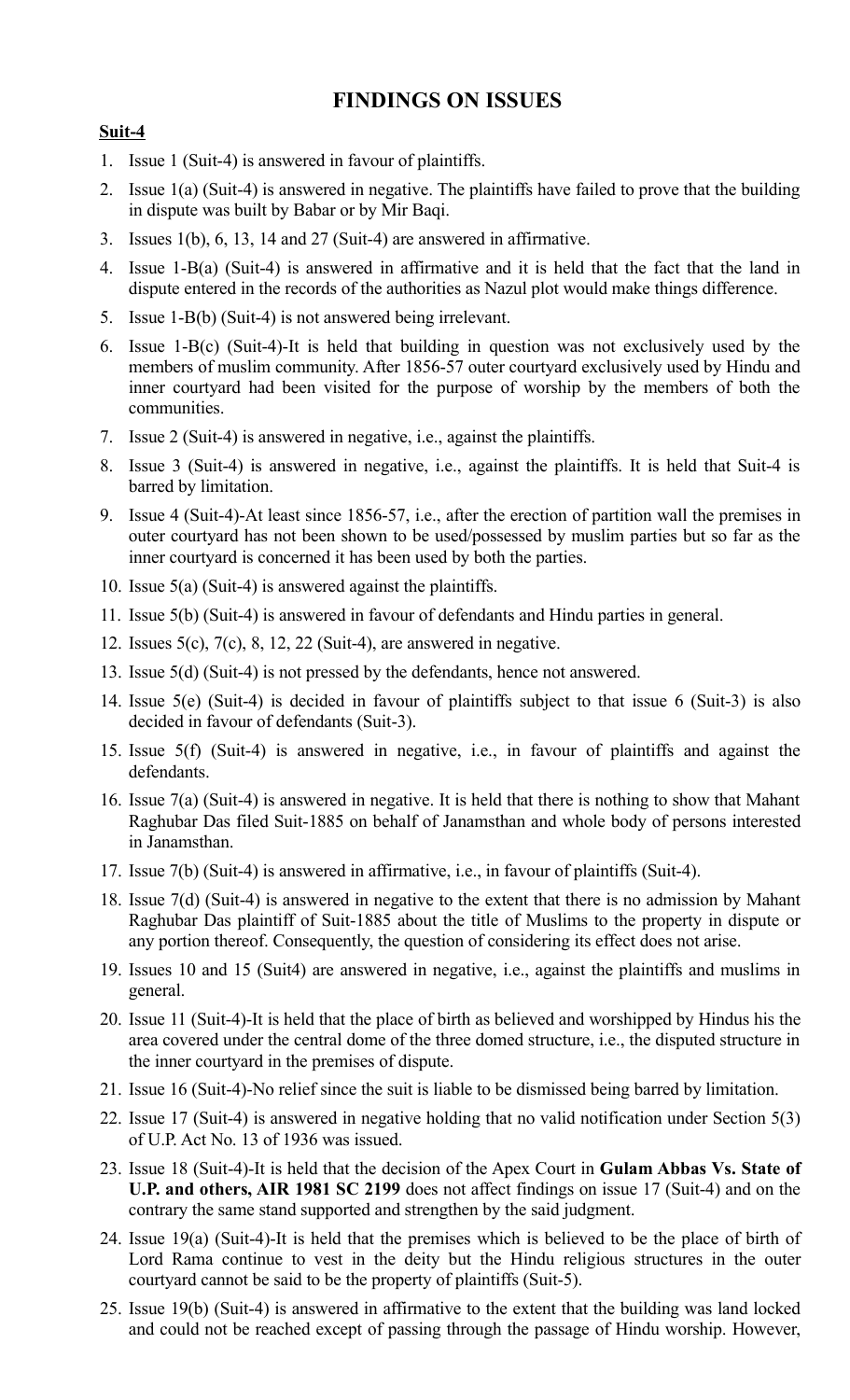# FINDINGS ON ISSUES

**Suit-4**

1. Issue 1 (Suit-4) is answered in favour of plaintiffs.
2. Issue 1(a) (Suit-4) is answered in negative. The plaintiffs have failed to prove that the building in dispute was built by Babar or by Mir Baqi.
3. Issues 1(b), 6, 13, 14 and 27 (Suit-4) are answered in affirmative.
4. Issue 1-B(a) (Suit-4) is answered in affirmative and it is held that the fact that the land in dispute entered in the records of the authorities as Nazul plot would make things difference.
5. Issue 1-B(b) (Suit-4) is not answered being irrelevant.
6. Issue 1-B(c) (Suit-4)-It is held that building in question was not exclusively used by the members of muslim community. After 1856-57 outer courtyard exclusively used by Hindu and inner courtyard had been visited for the purpose of worship by the members of both the communities.
7. Issue 2 (Suit-4) is answered in negative, i.e., against the plaintiffs.
8. Issue 3 (Suit-4) is answered in negative, i.e., against the plaintiffs. It is held that Suit-4 is barred by limitation.
9. Issue 4 (Suit-4)-At least since 1856-57, i.e., after the erection of partition wall the premises in outer courtyard has not been shown to be used/possessed by muslim parties but so far as the inner courtyard is concerned it has been used by both the parties.
10. Issue 5(a) (Suit-4) is answered against the plaintiffs.
11. Issue 5(b) (Suit-4) is answered in favour of defendants and Hindu parties in general.
12. Issues 5(c), 7(c), 8, 12, 22 (Suit-4), are answered in negative.
13. Issue 5(d) (Suit-4) is not pressed by the defendants, hence not answered.
14. Issue 5(e) (Suit-4) is decided in favour of plaintiffs subject to that issue 6 (Suit-3) is also decided in favour of defendants (Suit-3).
15. Issue 5(f) (Suit-4) is answered in negative, i.e., in favour of plaintiffs and against the defendants.
16. Issue 7(a) (Suit-4) is answered in negative. It is held that there is nothing to show that Mahant Raghubar Das filed Suit-1885 on behalf of Janamsthan and whole body of persons interested in Janamsthan.
17. Issue 7(b) (Suit-4) is answered in affirmative, i.e., in favour of plaintiffs (Suit-4).
18. Issue 7(d) (Suit-4) is answered in negative to the extent that there is no admission by Mahant Raghubar Das plaintiff of Suit-1885 about the title of Muslims to the property in dispute or any portion thereof. Consequently, the question of considering its effect does not arise.
19. Issues 10 and 15 (Suit4) are answered in negative, i.e., against the plaintiffs and muslims in general.
20. Issue 11 (Suit-4)-It is held that the place of birth as believed and worshipped by Hindus his the area covered under the central dome of the three domed structure, i.e., the disputed structure in the inner courtyard in the premises of dispute.
21. Issue 16 (Suit-4)-No relief since the suit is liable to be dismissed being barred by limitation.
22. Issue 17 (Suit-4) is answered in negative holding that no valid notification under Section 5(3) of U.P. Act No. 13 of 1936 was issued.
23. Issue 18 (Suit-4)-It is held that the decision of the Apex Court in **Gulam Abbas Vs. State of U.P. and others, AIR 1981 SC 2199** does not affect findings on issue 17 (Suit-4) and on the contrary the same stand supported and strengthen by the said judgment.
24. Issue 19(a) (Suit-4)-It is held that the premises which is believed to be the place of birth of Lord Rama continue to vest in the deity but the Hindu religious structures in the outer courtyard cannot be said to be the property of plaintiffs (Suit-5).
25. Issue 19(b) (Suit-4) is answered in affirmative to the extent that the building was land locked and could not be reached except of passing through the passage of Hindu worship. However,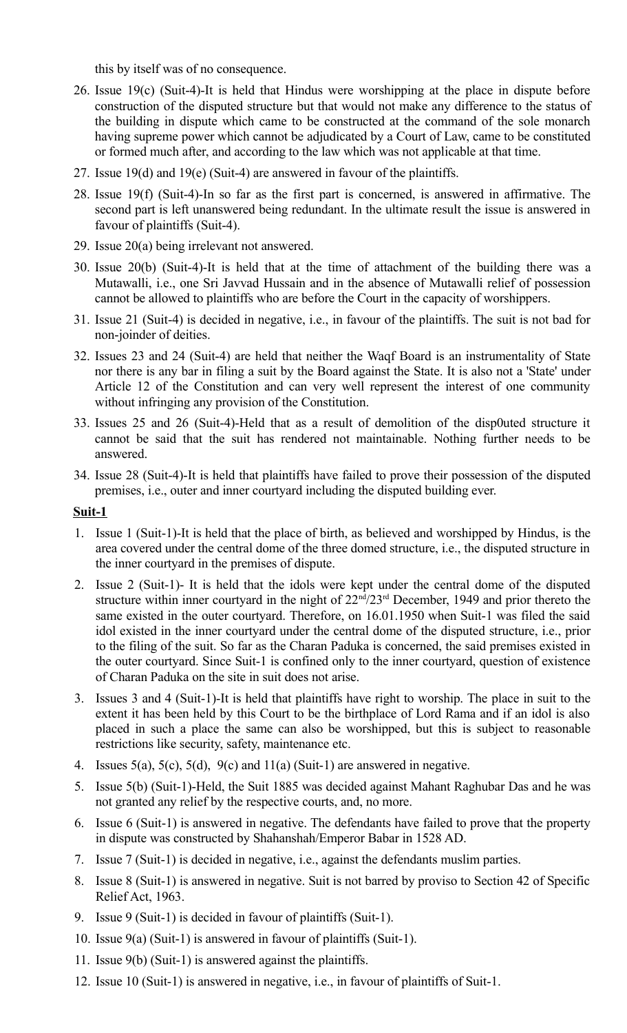this by itself was of no consequence.

26. Issue 19(c) (Suit-4)-It is held that Hindus were worshipping at the place in dispute before construction of the disputed structure but that would not make any difference to the status of the building in dispute which came to be constructed at the command of the sole monarch having supreme power which cannot be adjudicated by a Court of Law, came to be constituted or formed much after, and according to the law which was not applicable at that time.
27. Issue 19(d) and 19(e) (Suit-4) are answered in favour of the plaintiffs.
28. Issue 19(f) (Suit-4)-In so far as the first part is concerned, is answered in affirmative. The second part is left unanswered being redundant. In the ultimate result the issue is answered in favour of plaintiffs (Suit-4).
29. Issue 20(a) being irrelevant not answered.
30. Issue 20(b) (Suit-4)-It is held that at the time of attachment of the building there was a Mutawalli, i.e., one Sri Javvad Hussain and in the absence of Mutawalli relief of possession cannot be allowed to plaintiffs who are before the Court in the capacity of worshippers.
31. Issue 21 (Suit-4) is decided in negative, i.e., in favour of the plaintiffs. The suit is not bad for non-joinder of deities.
32. Issues 23 and 24 (Suit-4) are held that neither the Waqf Board is an instrumentality of State nor there is any bar in filing a suit by the Board against the State. It is also not a 'State' under Article 12 of the Constitution and can very well represent the interest of one community without infringing any provision of the Constitution.
33. Issues 25 and 26 (Suit-4)-Held that as a result of demolition of the disp0uted structure it cannot be said that the suit has rendered not maintainable. Nothing further needs to be answered.
34. Issue 28 (Suit-4)-It is held that plaintiffs have failed to prove their possession of the disputed premises, i.e., outer and inner courtyard including the disputed building ever.

**Suit-1**

1. Issue 1 (Suit-1)-It is held that the place of birth, as believed and worshipped by Hindus, is the area covered under the central dome of the three domed structure, i.e., the disputed structure in the inner courtyard in the premises of dispute.
2. Issue 2 (Suit-1)- It is held that the idols were kept under the central dome of the disputed structure within inner courtyard in the night of 22nd/23rd December, 1949 and prior thereto the same existed in the outer courtyard. Therefore, on 16.01.1950 when Suit-1 was filed the said idol existed in the inner courtyard under the central dome of the disputed structure, i.e., prior to the filing of the suit. So far as the Charan Paduka is concerned, the said premises existed in the outer courtyard. Since Suit-1 is confined only to the inner courtyard, question of existence of Charan Paduka on the site in suit does not arise.
3. Issues 3 and 4 (Suit-1)-It is held that plaintiffs have right to worship. The place in suit to the extent it has been held by this Court to be the birthplace of Lord Rama and if an idol is also placed in such a place the same can also be worshipped, but this is subject to reasonable restrictions like security, safety, maintenance etc.
4. Issues 5(a), 5(c), 5(d), 9(c) and 11(a) (Suit-1) are answered in negative.
5. Issue 5(b) (Suit-1)-Held, the Suit 1885 was decided against Mahant Raghubar Das and he was not granted any relief by the respective courts, and, no more.
6. Issue 6 (Suit-1) is answered in negative. The defendants have failed to prove that the property in dispute was constructed by Shahanshah/Emperor Babar in 1528 AD.
7. Issue 7 (Suit-1) is decided in negative, i.e., against the defendants muslim parties.
8. Issue 8 (Suit-1) is answered in negative. Suit is not barred by proviso to Section 42 of Specific Relief Act, 1963.
9. Issue 9 (Suit-1) is decided in favour of plaintiffs (Suit-1).
10. Issue 9(a) (Suit-1) is answered in favour of plaintiffs (Suit-1).
11. Issue 9(b) (Suit-1) is answered against the plaintiffs.
12. Issue 10 (Suit-1) is answered in negative, i.e., in favour of plaintiffs of Suit-1.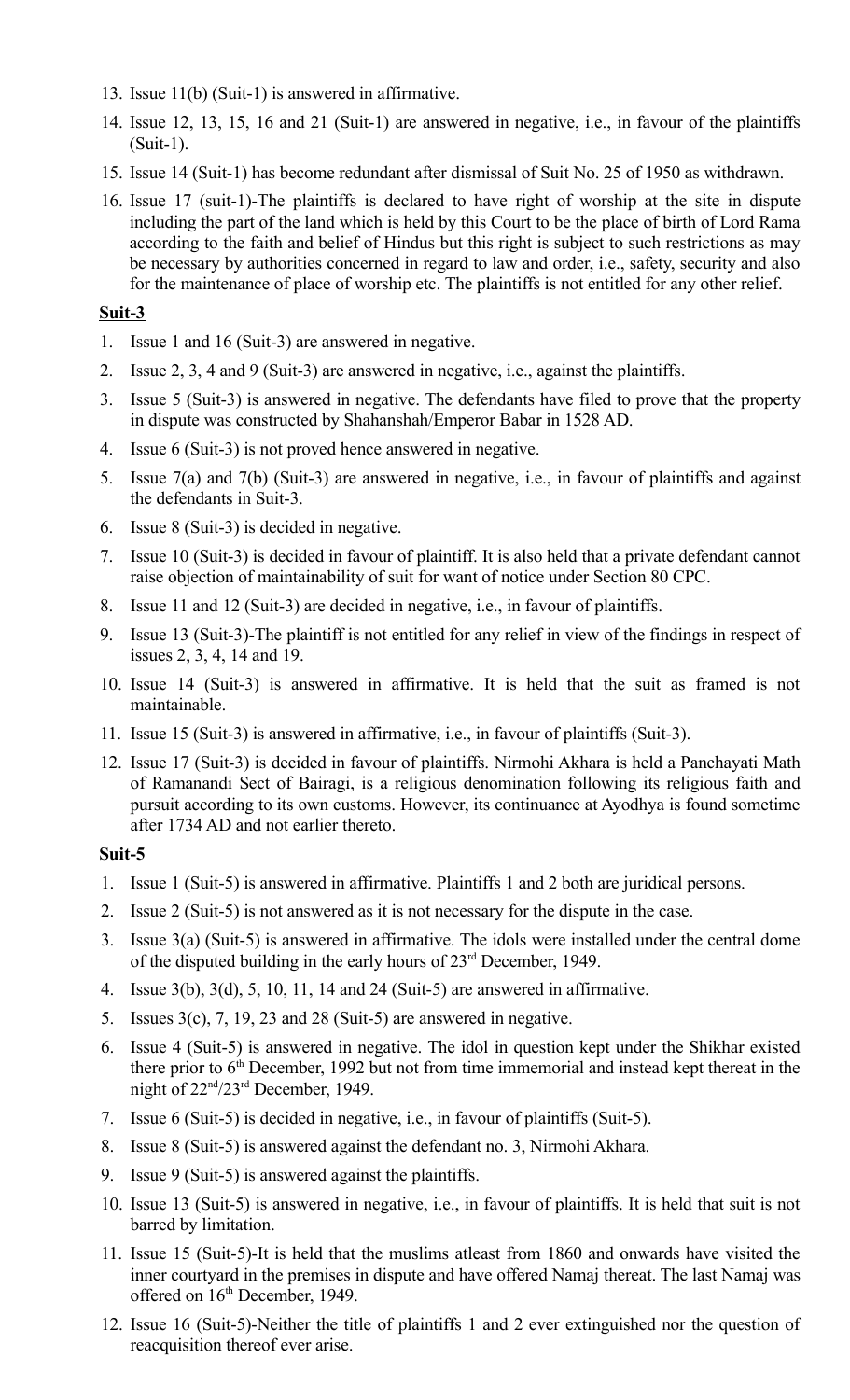13. Issue 11(b) (Suit-1) is answered in affirmative.
14. Issue 12, 13, 15, 16 and 21 (Suit-1) are answered in negative, i.e., in favour of the plaintiffs (Suit-1).
15. Issue 14 (Suit-1) has become redundant after dismissal of Suit No. 25 of 1950 as withdrawn.
16. Issue 17 (suit-1)-The plaintiffs is declared to have right of worship at the site in dispute including the part of the land which is held by this Court to be the place of birth of Lord Rama according to the faith and belief of Hindus but this right is subject to such restrictions as may be necessary by authorities concerned in regard to law and order, i.e., safety, security and also for the maintenance of place of worship etc. The plaintiffs is not entitled for any other relief.

**Suit-3**

1. Issue 1 and 16 (Suit-3) are answered in negative.
2. Issue 2, 3, 4 and 9 (Suit-3) are answered in negative, i.e., against the plaintiffs.
3. Issue 5 (Suit-3) is answered in negative. The defendants have filed to prove that the property in dispute was constructed by Shahanshah/Emperor Babar in 1528 AD.
4. Issue 6 (Suit-3) is not proved hence answered in negative.
5. Issue 7(a) and 7(b) (Suit-3) are answered in negative, i.e., in favour of plaintiffs and against the defendants in Suit-3.
6. Issue 8 (Suit-3) is decided in negative.
7. Issue 10 (Suit-3) is decided in favour of plaintiff. It is also held that a private defendant cannot raise objection of maintainability of suit for want of notice under Section 80 CPC.
8. Issue 11 and 12 (Suit-3) are decided in negative, i.e., in favour of plaintiffs.
9. Issue 13 (Suit-3)-The plaintiff is not entitled for any relief in view of the findings in respect of issues 2, 3, 4, 14 and 19.
10. Issue 14 (Suit-3) is answered in affirmative. It is held that the suit as framed is not maintainable.
11. Issue 15 (Suit-3) is answered in affirmative, i.e., in favour of plaintiffs (Suit-3).
12. Issue 17 (Suit-3) is decided in favour of plaintiffs. Nirmohi Akhara is held a Panchayati Math of Ramanandi Sect of Bairagi, is a religious denomination following its religious faith and pursuit according to its own customs. However, its continuance at Ayodhya is found sometime after 1734 AD and not earlier thereto.

**Suit-5**

1. Issue 1 (Suit-5) is answered in affirmative. Plaintiffs 1 and 2 both are juridical persons.
2. Issue 2 (Suit-5) is not answered as it is not necessary for the dispute in the case.
3. Issue 3(a) (Suit-5) is answered in affirmative. The idols were installed under the central dome of the disputed building in the early hours of 23rd December, 1949.
4. Issue 3(b), 3(d), 5, 10, 11, 14 and 24 (Suit-5) are answered in affirmative.
5. Issues 3(c), 7, 19, 23 and 28 (Suit-5) are answered in negative.
6. Issue 4 (Suit-5) is answered in negative. The idol in question kept under the Shikhar existed there prior to 6th December, 1992 but not from time immemorial and instead kept thereat in the night of 22nd/23rd December, 1949.
7. Issue 6 (Suit-5) is decided in negative, i.e., in favour of plaintiffs (Suit-5).
8. Issue 8 (Suit-5) is answered against the defendant no. 3, Nirmohi Akhara.
9. Issue 9 (Suit-5) is answered against the plaintiffs.
10. Issue 13 (Suit-5) is answered in negative, i.e., in favour of plaintiffs. It is held that suit is not barred by limitation.
11. Issue 15 (Suit-5)-It is held that the muslims atleast from 1860 and onwards have visited the inner courtyard in the premises in dispute and have offered Namaj thereat. The last Namaj was offered on 16th December, 1949.
12. Issue 16 (Suit-5)-Neither the title of plaintiffs 1 and 2 ever extinguished nor the question of reacquisition thereof ever arise.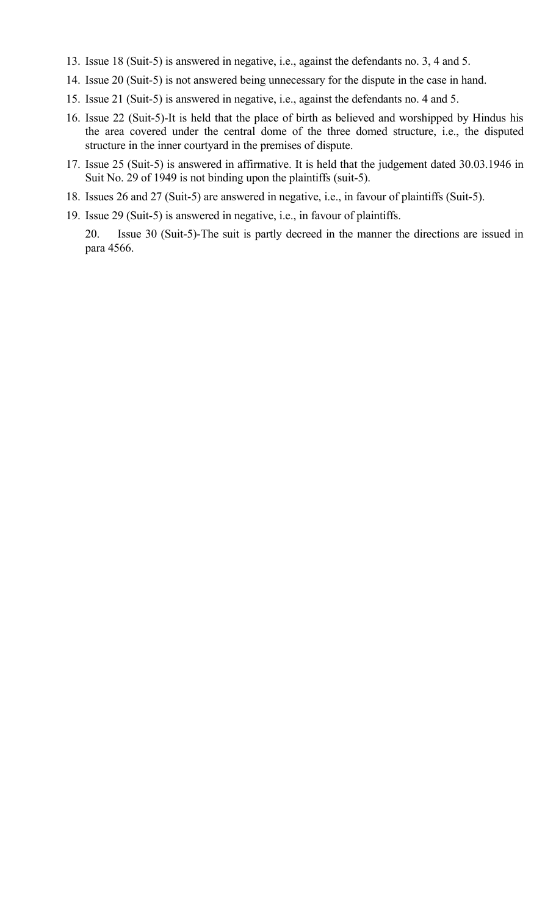13. Issue 18 (Suit-5) is answered in negative, i.e., against the defendants no. 3, 4 and 5.
14. Issue 20 (Suit-5) is not answered being unnecessary for the dispute in the case in hand.
15. Issue 21 (Suit-5) is answered in negative, i.e., against the defendants no. 4 and 5.
16. Issue 22 (Suit-5)-It is held that the place of birth as believed and worshipped by Hindus his the area covered under the central dome of the three domed structure, i.e., the disputed structure in the inner courtyard in the premises of dispute.
17. Issue 25 (Suit-5) is answered in affirmative. It is held that the judgement dated 30.03.1946 in Suit No. 29 of 1949 is not binding upon the plaintiffs (suit-5).
18. Issues 26 and 27 (Suit-5) are answered in negative, i.e., in favour of plaintiffs (Suit-5).
19. Issue 29 (Suit-5) is answered in negative, i.e., in favour of plaintiffs.

    20. Issue 30 (Suit-5)-The suit is partly decreed in the manner the directions are issued in para 4566.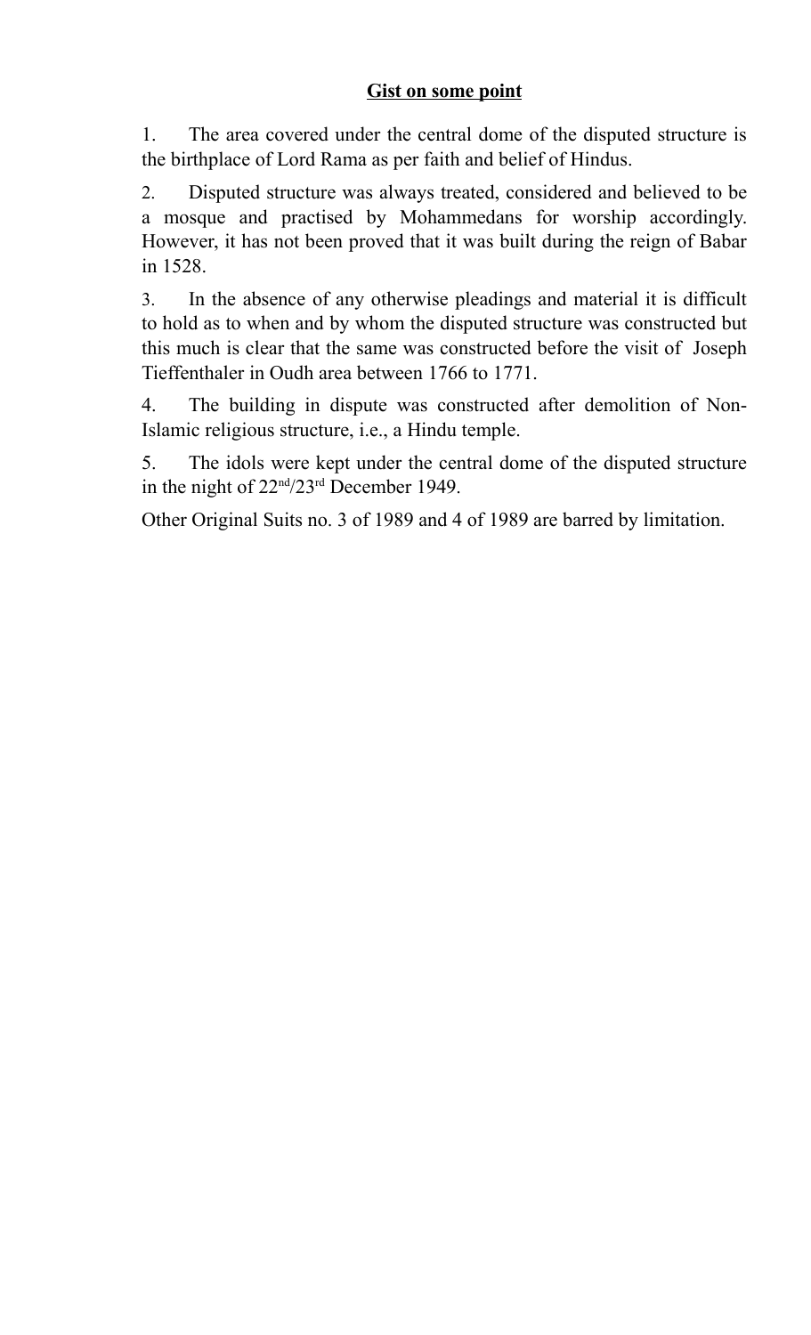## Gist on some point

1. The area covered under the central dome of the disputed structure is the birthplace of Lord Rama as per faith and belief of Hindus.

2. Disputed structure was always treated, considered and believed to be a mosque and practised by Mohammedans for worship accordingly. However, it has not been proved that it was built during the reign of Babar in 1528.

3. In the absence of any otherwise pleadings and material it is difficult to hold as to when and by whom the disputed structure was constructed but this much is clear that the same was constructed before the visit of Joseph Tieffenthaler in Oudh area between 1766 to 1771.

4. The building in dispute was constructed after demolition of Non-Islamic religious structure, i.e., a Hindu temple.

5. The idols were kept under the central dome of the disputed structure in the night of 22nd/23rd December 1949.

Other Original Suits no. 3 of 1989 and 4 of 1989 are barred by limitation.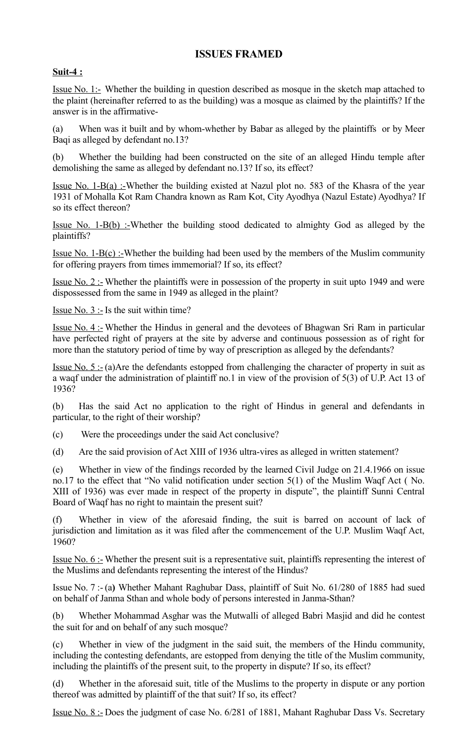## ISSUES FRAMED

**Suit-4 :**

Issue No. 1:- Whether the building in question described as mosque in the sketch map attached to the plaint (hereinafter referred to as the building) was a mosque as claimed by the plaintiffs? If the answer is in the affirmative-

(a) When was it built and by whom-whether by Babar as alleged by the plaintiffs or by Meer Baqi as alleged by defendant no.13?

(b) Whether the building had been constructed on the site of an alleged Hindu temple after demolishing the same as alleged by defendant no.13? If so, its effect?

Issue No. 1-B(a) :-Whether the building existed at Nazul plot no. 583 of the Khasra of the year 1931 of Mohalla Kot Ram Chandra known as Ram Kot, City Ayodhya (Nazul Estate) Ayodhya? If so its effect thereon?

Issue No. 1-B(b) :-Whether the building stood dedicated to almighty God as alleged by the plaintiffs?

Issue No. 1-B(c) :-Whether the building had been used by the members of the Muslim community for offering prayers from times immemorial? If so, its effect?

Issue No. 2 :- Whether the plaintiffs were in possession of the property in suit upto 1949 and were dispossessed from the same in 1949 as alleged in the plaint?

Issue No. 3 :- Is the suit within time?

Issue No. 4 :- Whether the Hindus in general and the devotees of Bhagwan Sri Ram in particular have perfected right of prayers at the site by adverse and continuous possession as of right for more than the statutory period of time by way of prescription as alleged by the defendants?

Issue No. 5 :- (a)Are the defendants estopped from challenging the character of property in suit as a waqf under the administration of plaintiff no.1 in view of the provision of 5(3) of U.P. Act 13 of 1936?

(b) Has the said Act no application to the right of Hindus in general and defendants in particular, to the right of their worship?

(c) Were the proceedings under the said Act conclusive?

(d) Are the said provision of Act XIII of 1936 ultra-vires as alleged in written statement?

(e) Whether in view of the findings recorded by the learned Civil Judge on 21.4.1966 on issue no.17 to the effect that "No valid notification under section 5(1) of the Muslim Waqf Act ( No. XIII of 1936) was ever made in respect of the property in dispute", the plaintiff Sunni Central Board of Waqf has no right to maintain the present suit?

(f) Whether in view of the aforesaid finding, the suit is barred on account of lack of jurisdiction and limitation as it was filed after the commencement of the U.P. Muslim Waqf Act, 1960?

Issue No. 6 :- Whether the present suit is a representative suit, plaintiffs representing the interest of the Muslims and defendants representing the interest of the Hindus?

Issue No. 7 :- (a) Whether Mahant Raghubar Dass, plaintiff of Suit No. 61/280 of 1885 had sued on behalf of Janma Sthan and whole body of persons interested in Janma-Sthan?

(b) Whether Mohammad Asghar was the Mutwalli of alleged Babri Masjid and did he contest the suit for and on behalf of any such mosque?

(c) Whether in view of the judgment in the said suit, the members of the Hindu community, including the contesting defendants, are estopped from denying the title of the Muslim community, including the plaintiffs of the present suit, to the property in dispute? If so, its effect?

(d) Whether in the aforesaid suit, title of the Muslims to the property in dispute or any portion thereof was admitted by plaintiff of the that suit? If so, its effect?

Issue No. 8 :- Does the judgment of case No. 6/281 of 1881, Mahant Raghubar Dass Vs. Secretary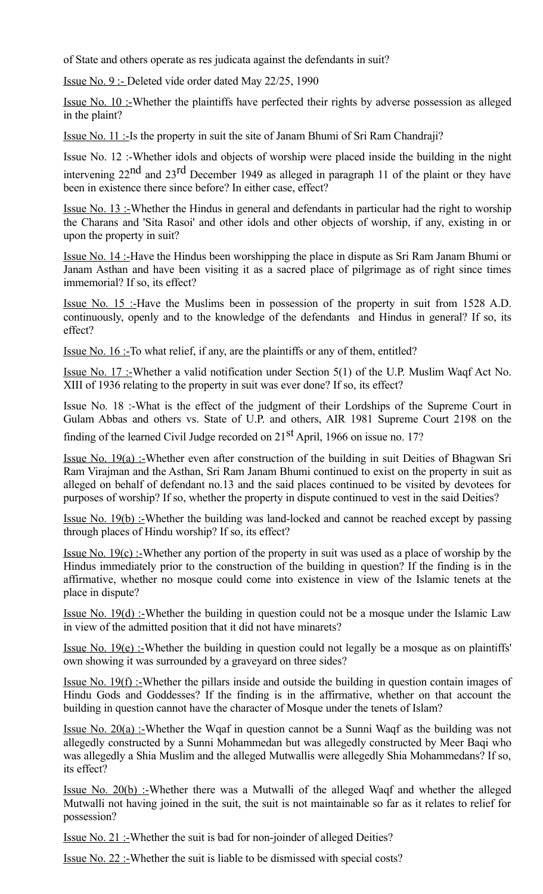of State and others operate as res judicata against the defendants in suit?

Issue No. 9 :- Deleted vide order dated May 22/25, 1990

Issue No. 10 :-Whether the plaintiffs have perfected their rights by adverse possession as alleged in the plaint?

Issue No. 11 :-Is the property in suit the site of Janam Bhumi of Sri Ram Chandraji?

Issue No. 12 :-Whether idols and objects of worship were placed inside the building in the night intervening 22nd and 23rd December 1949 as alleged in paragraph 11 of the plaint or they have been in existence there since before? In either case, effect?

Issue No. 13 :-Whether the Hindus in general and defendants in particular had the right to worship the Charans and 'Sita Rasoi' and other idols and other objects of worship, if any, existing in or upon the property in suit?

Issue No. 14 :-Have the Hindus been worshipping the place in dispute as Sri Ram Janam Bhumi or Janam Asthan and have been visiting it as a sacred place of pilgrimage as of right since times immemorial? If so, its effect?

Issue No. 15 :-Have the Muslims been in possession of the property in suit from 1528 A.D. continuously, openly and to the knowledge of the defendants and Hindus in general? If so, its effect?

Issue No. 16 :-To what relief, if any, are the plaintiffs or any of them, entitled?

Issue No. 17 :-Whether a valid notification under Section 5(1) of the U.P. Muslim Waqf Act No. XIII of 1936 relating to the property in suit was ever done? If so, its effect?

Issue No. 18 :-What is the effect of the judgment of their Lordships of the Supreme Court in Gulam Abbas and others vs. State of U.P. and others, AIR 1981 Supreme Court 2198 on the finding of the learned Civil Judge recorded on 21st April, 1966 on issue no. 17?

Issue No. 19(a) :-Whether even after construction of the building in suit Deities of Bhagwan Sri Ram Virajman and the Asthan, Sri Ram Janam Bhumi continued to exist on the property in suit as alleged on behalf of defendant no.13 and the said places continued to be visited by devotees for purposes of worship? If so, whether the property in dispute continued to vest in the said Deities?

Issue No. 19(b) :-Whether the building was land-locked and cannot be reached except by passing through places of Hindu worship? If so, its effect?

Issue No. 19(c) :-Whether any portion of the property in suit was used as a place of worship by the Hindus immediately prior to the construction of the building in question? If the finding is in the affirmative, whether no mosque could come into existence in view of the Islamic tenets at the place in dispute?

Issue No. 19(d) :-Whether the building in question could not be a mosque under the Islamic Law in view of the admitted position that it did not have minarets?

Issue No. 19(e) :-Whether the building in question could not legally be a mosque as on plaintiffs' own showing it was surrounded by a graveyard on three sides?

Issue No. 19(f) :-Whether the pillars inside and outside the building in question contain images of Hindu Gods and Goddesses? If the finding is in the affirmative, whether on that account the building in question cannot have the character of Mosque under the tenets of Islam?

Issue No. 20(a) :-Whether the Wqaf in question cannot be a Sunni Waqf as the building was not allegedly constructed by a Sunni Mohammedan but was allegedly constructed by Meer Baqi who was allegedly a Shia Muslim and the alleged Mutwallis were allegedly Shia Mohammedans? If so, its effect?

Issue No. 20(b) :-Whether there was a Mutwalli of the alleged Waqf and whether the alleged Mutwalli not having joined in the suit, the suit is not maintainable so far as it relates to relief for possession?

Issue No. 21 :-Whether the suit is bad for non-joinder of alleged Deities?

Issue No. 22 :-Whether the suit is liable to be dismissed with special costs?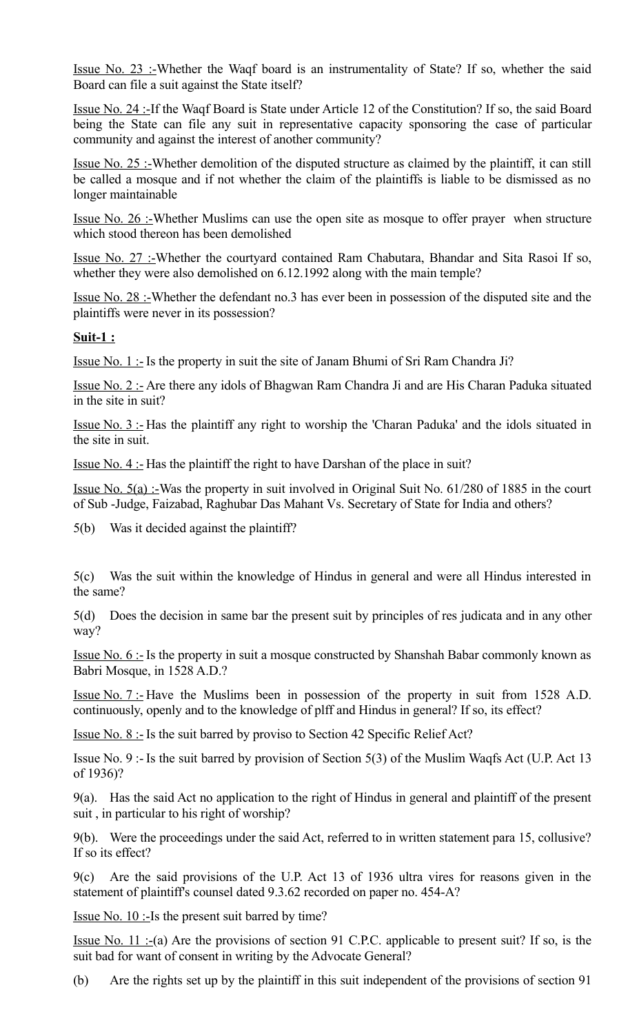Issue No. 23 :-Whether the Waqf board is an instrumentality of State? If so, whether the said Board can file a suit against the State itself?

Issue No. 24 :-If the Waqf Board is State under Article 12 of the Constitution? If so, the said Board being the State can file any suit in representative capacity sponsoring the case of particular community and against the interest of another community?

Issue No. 25 :-Whether demolition of the disputed structure as claimed by the plaintiff, it can still be called a mosque and if not whether the claim of the plaintiffs is liable to be dismissed as no longer maintainable

Issue No. 26 :-Whether Muslims can use the open site as mosque to offer prayer when structure which stood thereon has been demolished

Issue No. 27 :-Whether the courtyard contained Ram Chabutara, Bhandar and Sita Rasoi If so, whether they were also demolished on 6.12.1992 along with the main temple?

Issue No. 28 :-Whether the defendant no.3 has ever been in possession of the disputed site and the plaintiffs were never in its possession?

**Suit-1 :**

Issue No. 1 :- Is the property in suit the site of Janam Bhumi of Sri Ram Chandra Ji?

Issue No. 2 :- Are there any idols of Bhagwan Ram Chandra Ji and are His Charan Paduka situated in the site in suit?

Issue No. 3 :- Has the plaintiff any right to worship the 'Charan Paduka' and the idols situated in the site in suit.

Issue No. 4 :- Has the plaintiff the right to have Darshan of the place in suit?

Issue No. 5(a) :-Was the property in suit involved in Original Suit No. 61/280 of 1885 in the court of Sub -Judge, Faizabad, Raghubar Das Mahant Vs. Secretary of State for India and others?

5(b) Was it decided against the plaintiff?

5(c) Was the suit within the knowledge of Hindus in general and were all Hindus interested in the same?

5(d) Does the decision in same bar the present suit by principles of res judicata and in any other way?

Issue No. 6 :- Is the property in suit a mosque constructed by Shanshah Babar commonly known as Babri Mosque, in 1528 A.D.?

Issue No. 7 :- Have the Muslims been in possession of the property in suit from 1528 A.D. continuously, openly and to the knowledge of plff and Hindus in general? If so, its effect?

Issue No. 8 :- Is the suit barred by proviso to Section 42 Specific Relief Act?

Issue No. 9 :- Is the suit barred by provision of Section 5(3) of the Muslim Waqfs Act (U.P. Act 13 of 1936)?

9(a). Has the said Act no application to the right of Hindus in general and plaintiff of the present suit , in particular to his right of worship?

9(b). Were the proceedings under the said Act, referred to in written statement para 15, collusive? If so its effect?

9(c) Are the said provisions of the U.P. Act 13 of 1936 ultra vires for reasons given in the statement of plaintiff's counsel dated 9.3.62 recorded on paper no. 454-A?

Issue No. 10 :-Is the present suit barred by time?

Issue No. 11 :-(a) Are the provisions of section 91 C.P.C. applicable to present suit? If so, is the suit bad for want of consent in writing by the Advocate General?

(b) Are the rights set up by the plaintiff in this suit independent of the provisions of section 91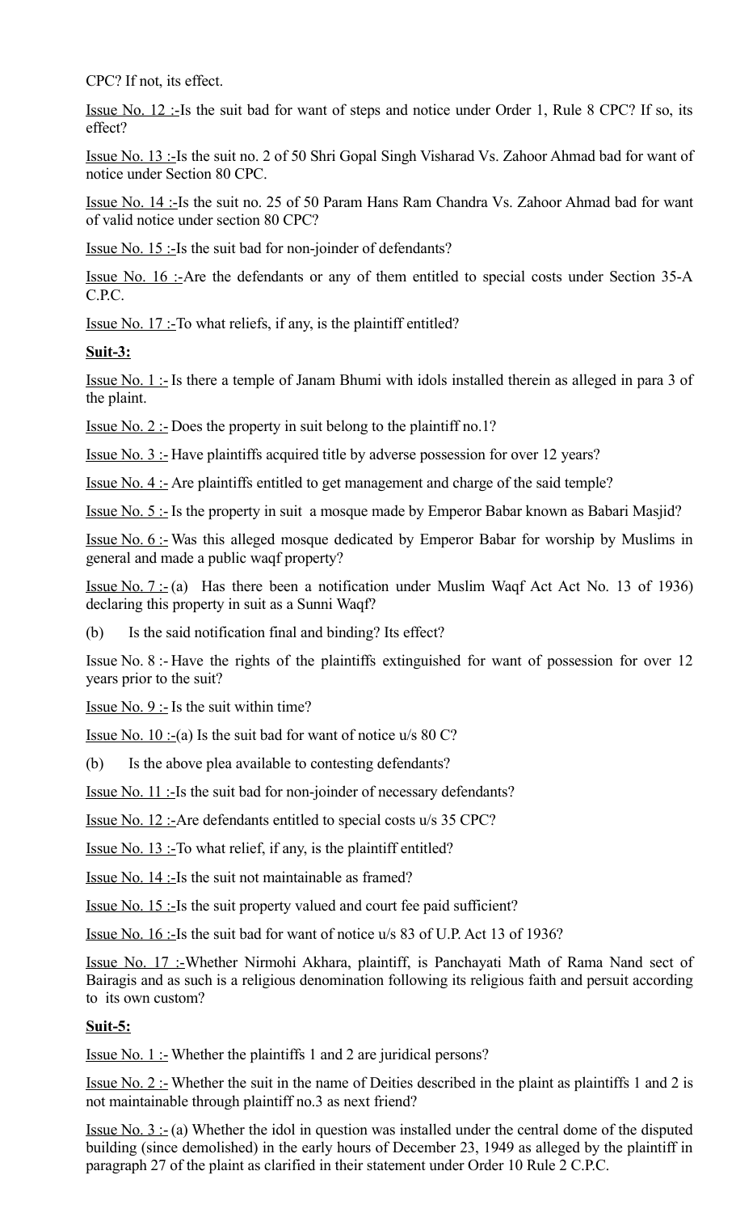CPC? If not, its effect.

Issue No. 12 :-Is the suit bad for want of steps and notice under Order 1, Rule 8 CPC? If so, its effect?

Issue No. 13 :-Is the suit no. 2 of 50 Shri Gopal Singh Visharad Vs. Zahoor Ahmad bad for want of notice under Section 80 CPC.

Issue No. 14 :-Is the suit no. 25 of 50 Param Hans Ram Chandra Vs. Zahoor Ahmad bad for want of valid notice under section 80 CPC?

Issue No. 15 :-Is the suit bad for non-joinder of defendants?

Issue No. 16 :-Are the defendants or any of them entitled to special costs under Section 35-A C.P.C.

Issue No. 17 :-To what reliefs, if any, is the plaintiff entitled?

**Suit-3:**

Issue No. 1 :- Is there a temple of Janam Bhumi with idols installed therein as alleged in para 3 of the plaint.

Issue No. 2 :- Does the property in suit belong to the plaintiff no.1?

Issue No. 3 :- Have plaintiffs acquired title by adverse possession for over 12 years?

Issue No. 4 :- Are plaintiffs entitled to get management and charge of the said temple?

Issue No. 5 :- Is the property in suit a mosque made by Emperor Babar known as Babari Masjid?

Issue No. 6 :- Was this alleged mosque dedicated by Emperor Babar for worship by Muslims in general and made a public waqf property?

Issue No. 7 :- (a) Has there been a notification under Muslim Waqf Act Act No. 13 of 1936) declaring this property in suit as a Sunni Waqf?

(b) Is the said notification final and binding? Its effect?

Issue No. 8 :- Have the rights of the plaintiffs extinguished for want of possession for over 12 years prior to the suit?

Issue No. 9 :- Is the suit within time?

Issue No. 10 :-(a) Is the suit bad for want of notice u/s 80 C?

(b) Is the above plea available to contesting defendants?

Issue No. 11 :-Is the suit bad for non-joinder of necessary defendants?

Issue No. 12 :-Are defendants entitled to special costs u/s 35 CPC?

Issue No. 13 :-To what relief, if any, is the plaintiff entitled?

Issue No. 14 :-Is the suit not maintainable as framed?

Issue No. 15 :-Is the suit property valued and court fee paid sufficient?

Issue No. 16 :-Is the suit bad for want of notice u/s 83 of U.P. Act 13 of 1936?

Issue No. 17 :-Whether Nirmohi Akhara, plaintiff, is Panchayati Math of Rama Nand sect of Bairagis and as such is a religious denomination following its religious faith and persuit according to its own custom?

**Suit-5:**

Issue No. 1 :- Whether the plaintiffs 1 and 2 are juridical persons?

Issue No. 2 :- Whether the suit in the name of Deities described in the plaint as plaintiffs 1 and 2 is not maintainable through plaintiff no.3 as next friend?

Issue No. 3 :- (a) Whether the idol in question was installed under the central dome of the disputed building (since demolished) in the early hours of December 23, 1949 as alleged by the plaintiff in paragraph 27 of the plaint as clarified in their statement under Order 10 Rule 2 C.P.C.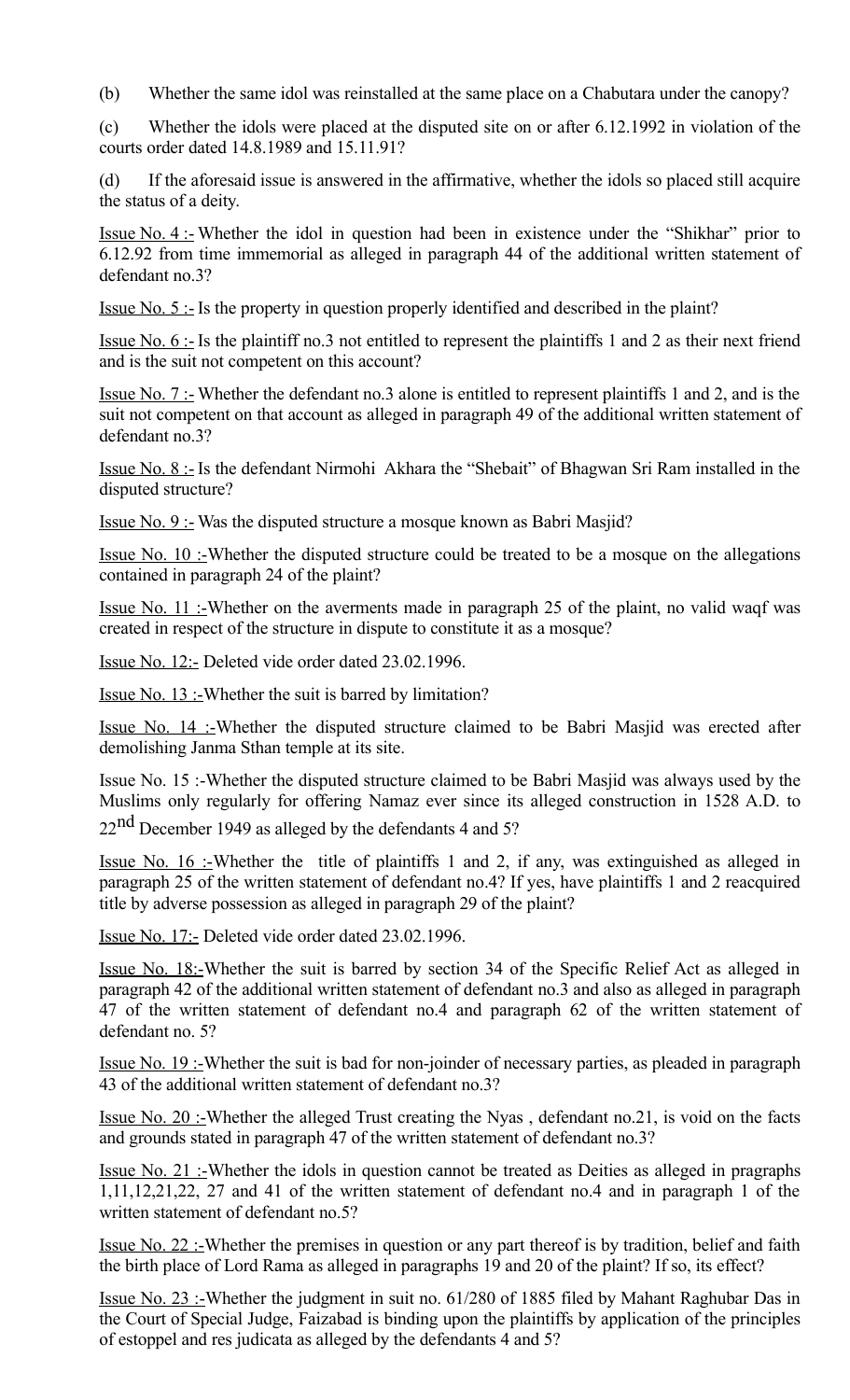(b) Whether the same idol was reinstalled at the same place on a Chabutara under the canopy?

(c) Whether the idols were placed at the disputed site on or after 6.12.1992 in violation of the courts order dated 14.8.1989 and 15.11.91?

(d) If the aforesaid issue is answered in the affirmative, whether the idols so placed still acquire the status of a deity.

Issue No. 4 :- Whether the idol in question had been in existence under the "Shikhar" prior to 6.12.92 from time immemorial as alleged in paragraph 44 of the additional written statement of defendant no.3?

Issue No. 5 :- Is the property in question properly identified and described in the plaint?

Issue No. 6 :- Is the plaintiff no.3 not entitled to represent the plaintiffs 1 and 2 as their next friend and is the suit not competent on this account?

Issue No. 7 :- Whether the defendant no.3 alone is entitled to represent plaintiffs 1 and 2, and is the suit not competent on that account as alleged in paragraph 49 of the additional written statement of defendant no.3?

Issue No. 8 :- Is the defendant Nirmohi Akhara the "Shebait" of Bhagwan Sri Ram installed in the disputed structure?

Issue No. 9 :- Was the disputed structure a mosque known as Babri Masjid?

Issue No. 10 :-Whether the disputed structure could be treated to be a mosque on the allegations contained in paragraph 24 of the plaint?

Issue No. 11 :-Whether on the averments made in paragraph 25 of the plaint, no valid waqf was created in respect of the structure in dispute to constitute it as a mosque?

Issue No. 12:- Deleted vide order dated 23.02.1996.

Issue No. 13 :-Whether the suit is barred by limitation?

Issue No. 14 :-Whether the disputed structure claimed to be Babri Masjid was erected after demolishing Janma Sthan temple at its site.

Issue No. 15 :-Whether the disputed structure claimed to be Babri Masjid was always used by the Muslims only regularly for offering Namaz ever since its alleged construction in 1528 A.D. to 22nd December 1949 as alleged by the defendants 4 and 5?

Issue No. 16 :-Whether the title of plaintiffs 1 and 2, if any, was extinguished as alleged in paragraph 25 of the written statement of defendant no.4? If yes, have plaintiffs 1 and 2 reacquired title by adverse possession as alleged in paragraph 29 of the plaint?

Issue No. 17:- Deleted vide order dated 23.02.1996.

Issue No. 18:-Whether the suit is barred by section 34 of the Specific Relief Act as alleged in paragraph 42 of the additional written statement of defendant no.3 and also as alleged in paragraph 47 of the written statement of defendant no.4 and paragraph 62 of the written statement of defendant no. 5?

Issue No. 19 :-Whether the suit is bad for non-joinder of necessary parties, as pleaded in paragraph 43 of the additional written statement of defendant no.3?

Issue No. 20 :-Whether the alleged Trust creating the Nyas , defendant no.21, is void on the facts and grounds stated in paragraph 47 of the written statement of defendant no.3?

Issue No. 21 :-Whether the idols in question cannot be treated as Deities as alleged in pragraphs 1,11,12,21,22, 27 and 41 of the written statement of defendant no.4 and in paragraph 1 of the written statement of defendant no.5?

Issue No. 22 :-Whether the premises in question or any part thereof is by tradition, belief and faith the birth place of Lord Rama as alleged in paragraphs 19 and 20 of the plaint? If so, its effect?

Issue No. 23 :-Whether the judgment in suit no. 61/280 of 1885 filed by Mahant Raghubar Das in the Court of Special Judge, Faizabad is binding upon the plaintiffs by application of the principles of estoppel and res judicata as alleged by the defendants 4 and 5?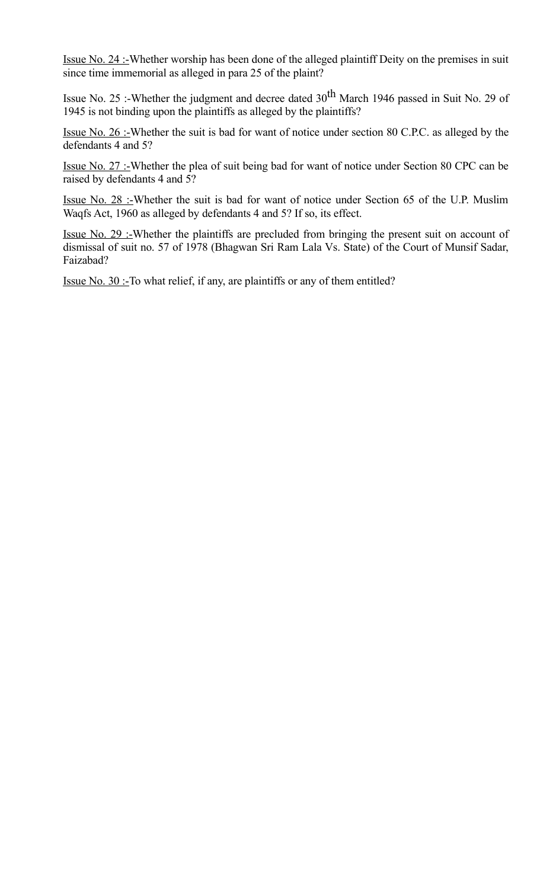Issue No. 24 :-Whether worship has been done of the alleged plaintiff Deity on the premises in suit since time immemorial as alleged in para 25 of the plaint?

Issue No. 25 :-Whether the judgment and decree dated 30th March 1946 passed in Suit No. 29 of 1945 is not binding upon the plaintiffs as alleged by the plaintiffs?

Issue No. 26 :-Whether the suit is bad for want of notice under section 80 C.P.C. as alleged by the defendants 4 and 5?

Issue No. 27 :-Whether the plea of suit being bad for want of notice under Section 80 CPC can be raised by defendants 4 and 5?

Issue No. 28 :-Whether the suit is bad for want of notice under Section 65 of the U.P. Muslim Waqfs Act, 1960 as alleged by defendants 4 and 5? If so, its effect.

Issue No. 29 :-Whether the plaintiffs are precluded from bringing the present suit on account of dismissal of suit no. 57 of 1978 (Bhagwan Sri Ram Lala Vs. State) of the Court of Munsif Sadar, Faizabad?

Issue No. 30 :-To what relief, if any, are plaintiffs or any of them entitled?